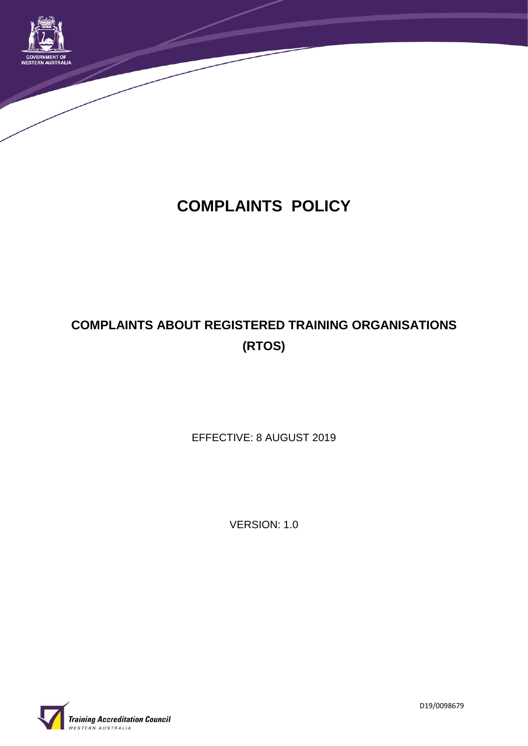GOVERNMENT OF WESTERN AUSTRALIA

# COMPLAINTS POLICY

## COMPLAINTS ABOUT REGISTERED TRAINING ORGANISATIONS (RTOS)

EFFECTIVE: 8 AUGUST 2019

VERSION: 1.0

Training Accreditation Council
WESTERN AUSTRALIA

D19/0098679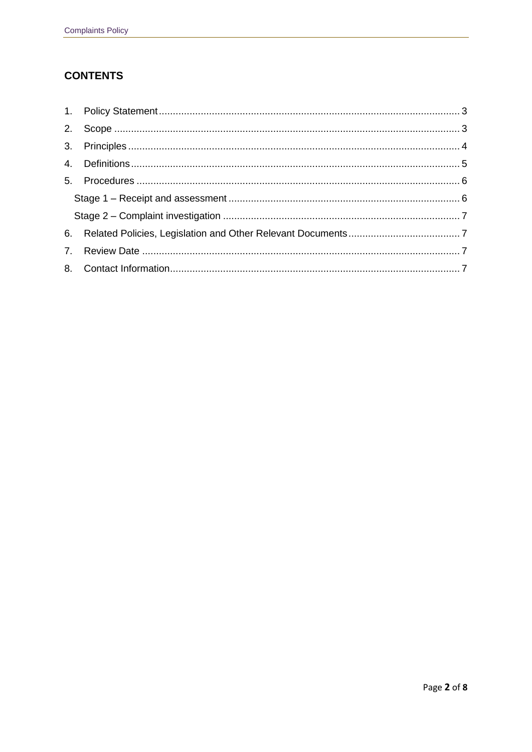## CONTENTS

1. Policy Statement .......... 3
2. Scope .......... 3
3. Principles .......... 4
4. Definitions .......... 5
5. Procedures .......... 6
   - Stage 1 – Receipt and assessment .......... 6
   - Stage 2 – Complaint investigation .......... 7
6. Related Policies, Legislation and Other Relevant Documents .......... 7
7. Review Date .......... 7
8. Contact Information .......... 7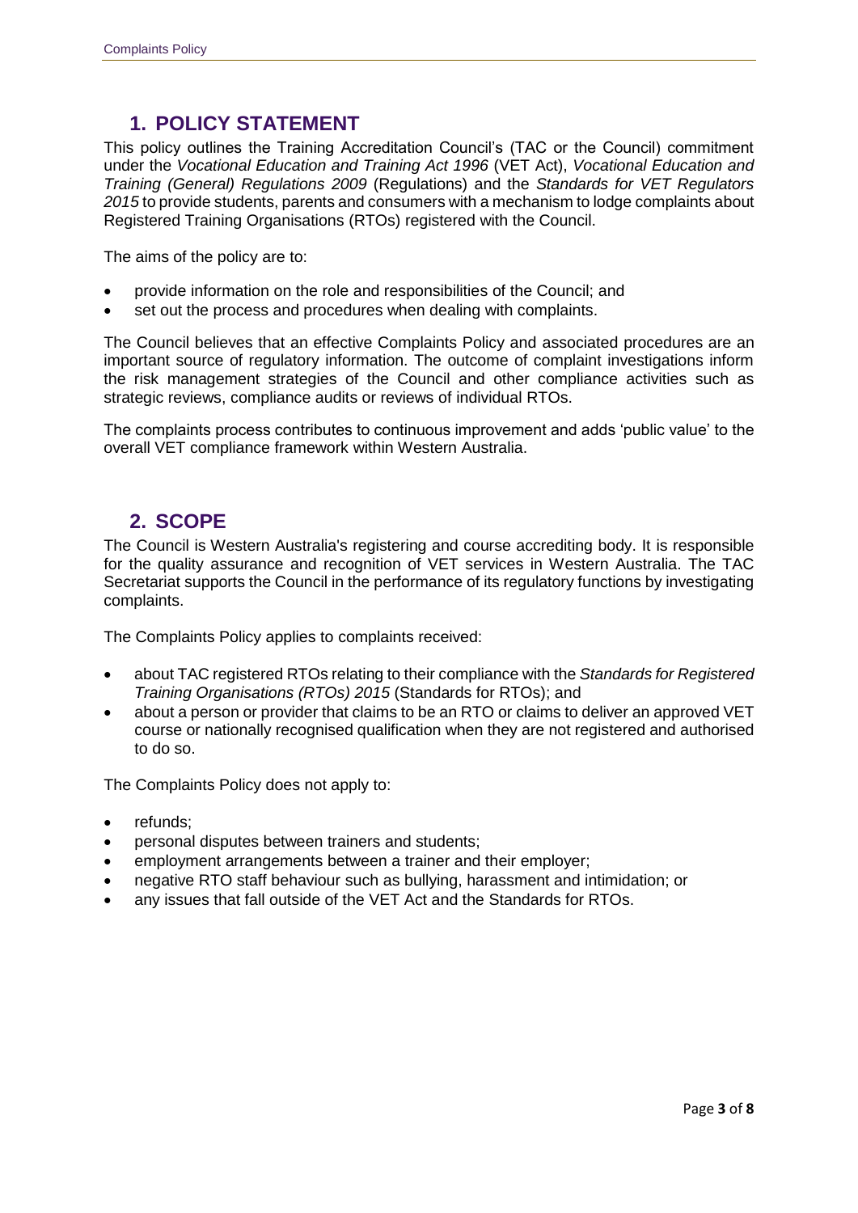## 1. POLICY STATEMENT

This policy outlines the Training Accreditation Council's (TAC or the Council) commitment under the *Vocational Education and Training Act 1996* (VET Act), *Vocational Education and Training (General) Regulations 2009* (Regulations) and the *Standards for VET Regulators 2015* to provide students, parents and consumers with a mechanism to lodge complaints about Registered Training Organisations (RTOs) registered with the Council.

The aims of the policy are to:

- provide information on the role and responsibilities of the Council; and
- set out the process and procedures when dealing with complaints.

The Council believes that an effective Complaints Policy and associated procedures are an important source of regulatory information. The outcome of complaint investigations inform the risk management strategies of the Council and other compliance activities such as strategic reviews, compliance audits or reviews of individual RTOs.

The complaints process contributes to continuous improvement and adds 'public value' to the overall VET compliance framework within Western Australia.

## 2. SCOPE

The Council is Western Australia's registering and course accrediting body. It is responsible for the quality assurance and recognition of VET services in Western Australia. The TAC Secretariat supports the Council in the performance of its regulatory functions by investigating complaints.

The Complaints Policy applies to complaints received:

- about TAC registered RTOs relating to their compliance with the *Standards for Registered Training Organisations (RTOs) 2015* (Standards for RTOs); and
- about a person or provider that claims to be an RTO or claims to deliver an approved VET course or nationally recognised qualification when they are not registered and authorised to do so.

The Complaints Policy does not apply to:

- refunds;
- personal disputes between trainers and students;
- employment arrangements between a trainer and their employer;
- negative RTO staff behaviour such as bullying, harassment and intimidation; or
- any issues that fall outside of the VET Act and the Standards for RTOs.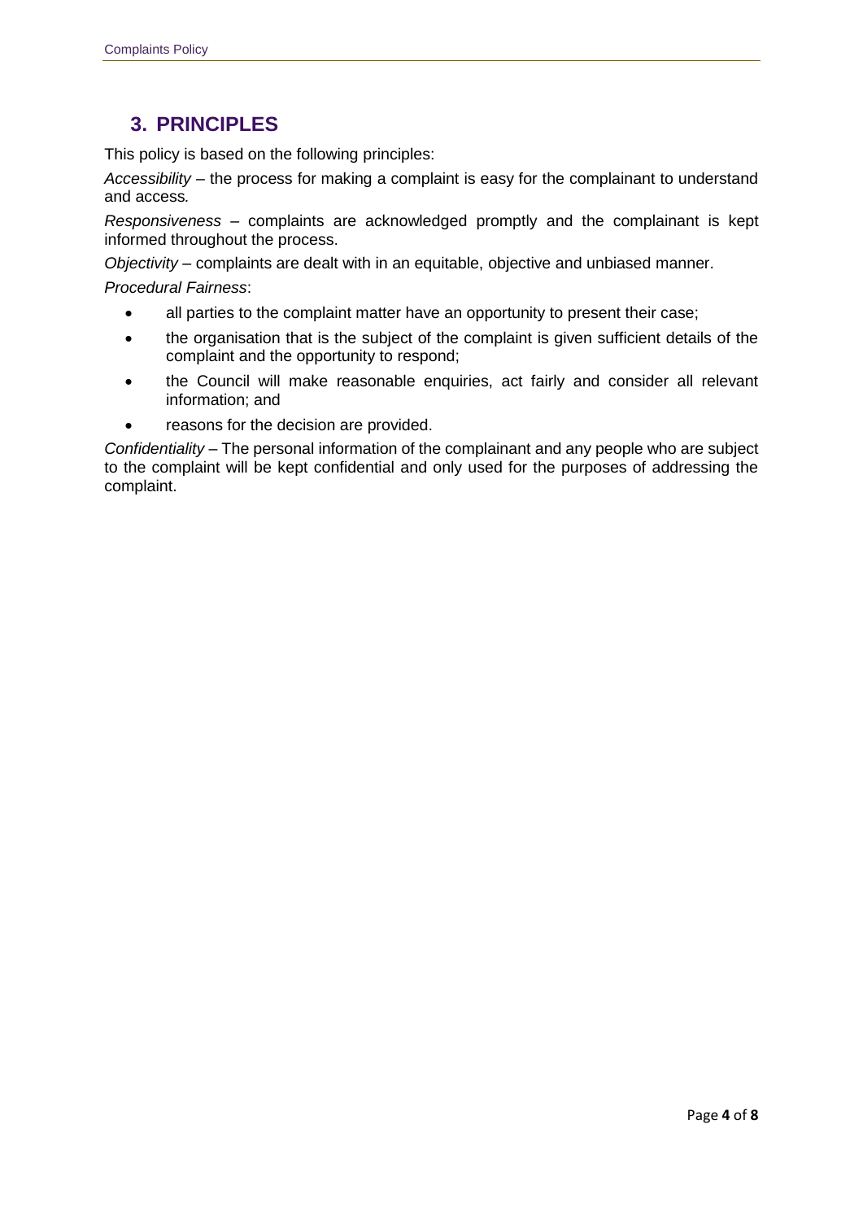## 3. PRINCIPLES

This policy is based on the following principles:

*Accessibility* – the process for making a complaint is easy for the complainant to understand and access.

*Responsiveness* – complaints are acknowledged promptly and the complainant is kept informed throughout the process.

*Objectivity* – complaints are dealt with in an equitable, objective and unbiased manner.

*Procedural Fairness*:

- all parties to the complaint matter have an opportunity to present their case;
- the organisation that is the subject of the complaint is given sufficient details of the complaint and the opportunity to respond;
- the Council will make reasonable enquiries, act fairly and consider all relevant information; and
- reasons for the decision are provided.

*Confidentiality* – The personal information of the complainant and any people who are subject to the complaint will be kept confidential and only used for the purposes of addressing the complaint.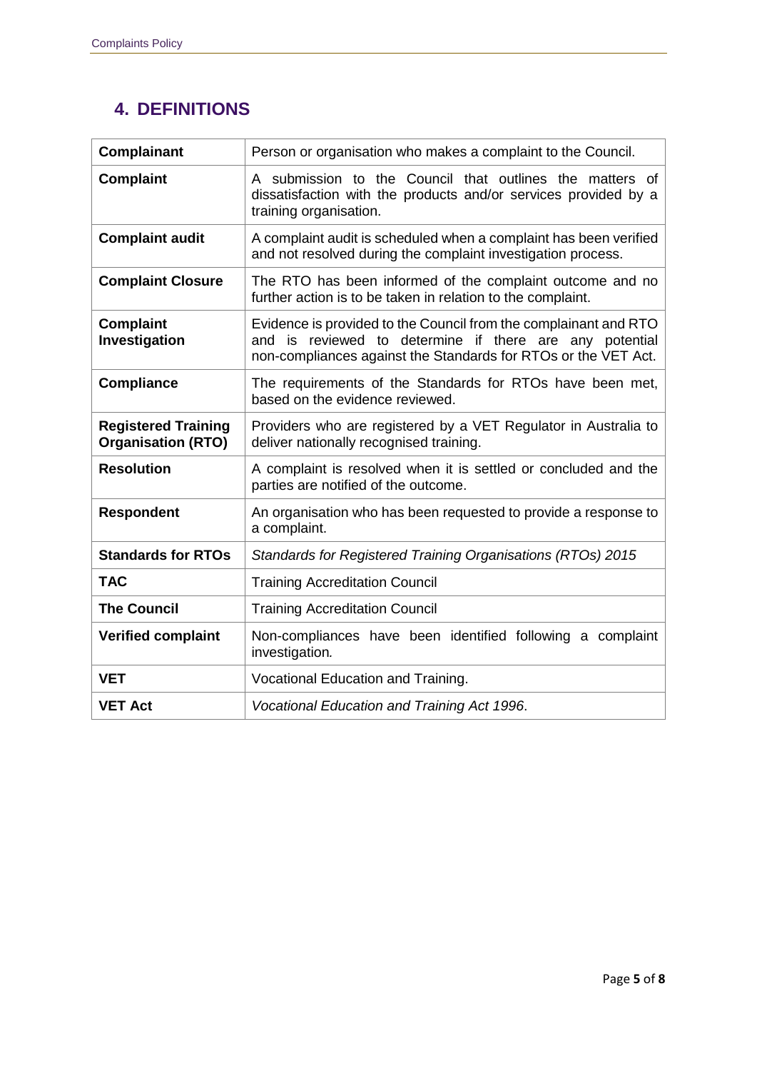## 4. DEFINITIONS

| | |
|---|---|
| **Complainant** | Person or organisation who makes a complaint to the Council. |
| **Complaint** | A submission to the Council that outlines the matters of dissatisfaction with the products and/or services provided by a training organisation. |
| **Complaint audit** | A complaint audit is scheduled when a complaint has been verified and not resolved during the complaint investigation process. |
| **Complaint Closure** | The RTO has been informed of the complaint outcome and no further action is to be taken in relation to the complaint. |
| **Complaint Investigation** | Evidence is provided to the Council from the complainant and RTO and is reviewed to determine if there are any potential non-compliances against the Standards for RTOs or the VET Act. |
| **Compliance** | The requirements of the Standards for RTOs have been met, based on the evidence reviewed. |
| **Registered Training Organisation (RTO)** | Providers who are registered by a VET Regulator in Australia to deliver nationally recognised training. |
| **Resolution** | A complaint is resolved when it is settled or concluded and the parties are notified of the outcome. |
| **Respondent** | An organisation who has been requested to provide a response to a complaint. |
| **Standards for RTOs** | *Standards for Registered Training Organisations (RTOs) 2015* |
| **TAC** | Training Accreditation Council |
| **The Council** | Training Accreditation Council |
| **Verified complaint** | Non-compliances have been identified following a complaint investigation. |
| **VET** | Vocational Education and Training. |
| **VET Act** | *Vocational Education and Training Act 1996*. |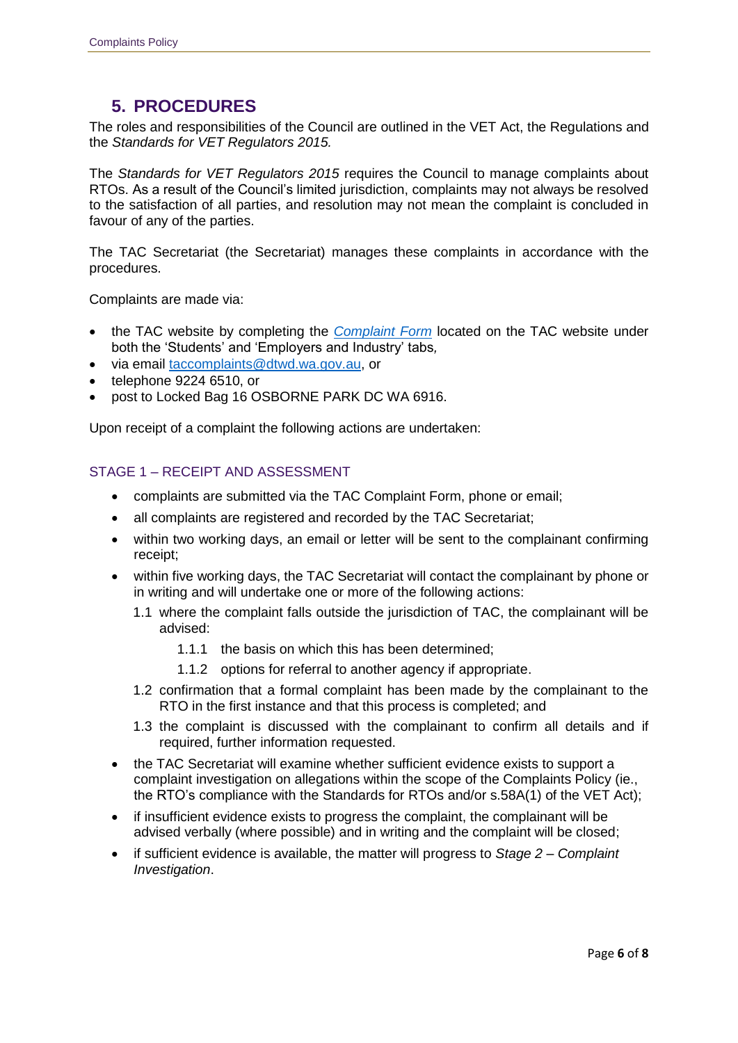## 5. PROCEDURES

The roles and responsibilities of the Council are outlined in the VET Act, the Regulations and the *Standards for VET Regulators 2015.*

The *Standards for VET Regulators 2015* requires the Council to manage complaints about RTOs. As a result of the Council's limited jurisdiction, complaints may not always be resolved to the satisfaction of all parties, and resolution may not mean the complaint is concluded in favour of any of the parties.

The TAC Secretariat (the Secretariat) manages these complaints in accordance with the procedures.

Complaints are made via:

- the TAC website by completing the [*Complaint Form*]() located on the TAC website under both the 'Students' and 'Employers and Industry' tabs*,*
- via email taccomplaints@dtwd.wa.gov.au, or
- telephone 9224 6510, or
- post to Locked Bag 16 OSBORNE PARK DC WA 6916.

Upon receipt of a complaint the following actions are undertaken:

### STAGE 1 – RECEIPT AND ASSESSMENT

- complaints are submitted via the TAC Complaint Form, phone or email;
- all complaints are registered and recorded by the TAC Secretariat;
- within two working days, an email or letter will be sent to the complainant confirming receipt;
- within five working days, the TAC Secretariat will contact the complainant by phone or in writing and will undertake one or more of the following actions:
  - 1.1 where the complaint falls outside the jurisdiction of TAC, the complainant will be advised:
    - 1.1.1 the basis on which this has been determined;
    - 1.1.2 options for referral to another agency if appropriate.
  - 1.2 confirmation that a formal complaint has been made by the complainant to the RTO in the first instance and that this process is completed; and
  - 1.3 the complaint is discussed with the complainant to confirm all details and if required, further information requested.
- the TAC Secretariat will examine whether sufficient evidence exists to support a complaint investigation on allegations within the scope of the Complaints Policy (ie., the RTO's compliance with the Standards for RTOs and/or s.58A(1) of the VET Act);
- if insufficient evidence exists to progress the complaint, the complainant will be advised verbally (where possible) and in writing and the complaint will be closed;
- if sufficient evidence is available, the matter will progress to *Stage 2 – Complaint Investigation*.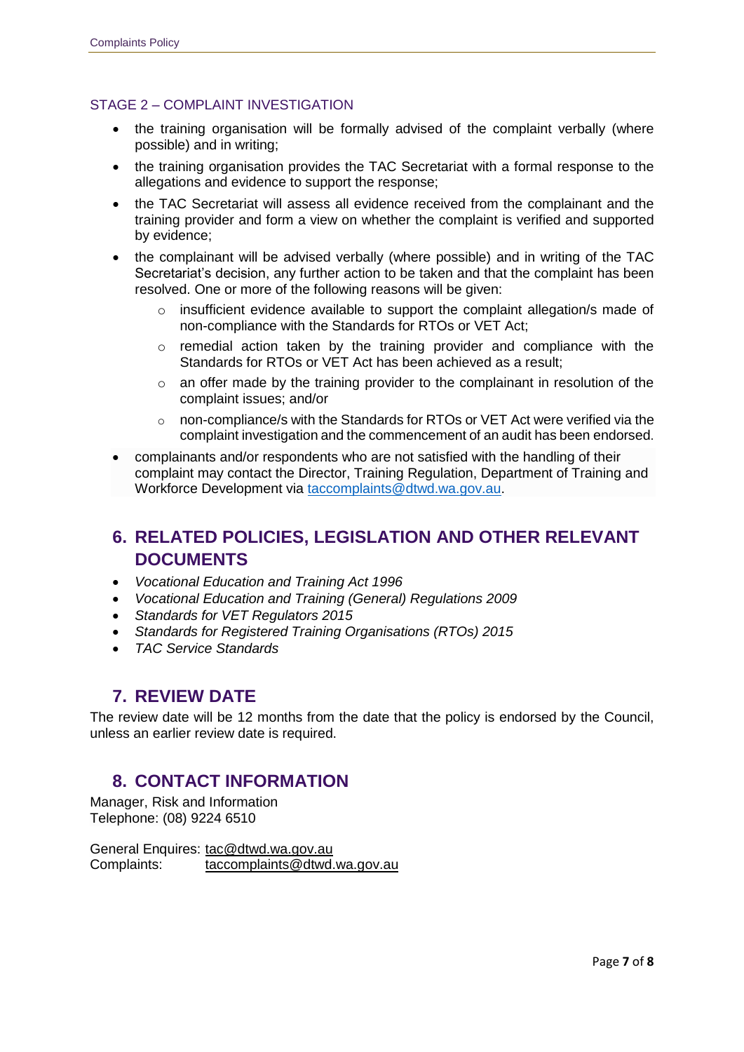### STAGE 2 – COMPLAINT INVESTIGATION

- the training organisation will be formally advised of the complaint verbally (where possible) and in writing;
- the training organisation provides the TAC Secretariat with a formal response to the allegations and evidence to support the response;
- the TAC Secretariat will assess all evidence received from the complainant and the training provider and form a view on whether the complaint is verified and supported by evidence;
- the complainant will be advised verbally (where possible) and in writing of the TAC Secretariat's decision, any further action to be taken and that the complaint has been resolved. One or more of the following reasons will be given:
  - insufficient evidence available to support the complaint allegation/s made of non-compliance with the Standards for RTOs or VET Act;
  - remedial action taken by the training provider and compliance with the Standards for RTOs or VET Act has been achieved as a result;
  - an offer made by the training provider to the complainant in resolution of the complaint issues; and/or
  - non-compliance/s with the Standards for RTOs or VET Act were verified via the complaint investigation and the commencement of an audit has been endorsed.
- complainants and/or respondents who are not satisfied with the handling of their complaint may contact the Director, Training Regulation, Department of Training and Workforce Development via taccomplaints@dtwd.wa.gov.au.

## 6. RELATED POLICIES, LEGISLATION AND OTHER RELEVANT DOCUMENTS

- *Vocational Education and Training Act 1996*
- *Vocational Education and Training (General) Regulations 2009*
- *Standards for VET Regulators 2015*
- *Standards for Registered Training Organisations (RTOs) 2015*
- *TAC Service Standards*

## 7. REVIEW DATE

The review date will be 12 months from the date that the policy is endorsed by the Council, unless an earlier review date is required.

## 8. CONTACT INFORMATION

Manager, Risk and Information
Telephone: (08) 9224 6510

General Enquires: tac@dtwd.wa.gov.au
Complaints: taccomplaints@dtwd.wa.gov.au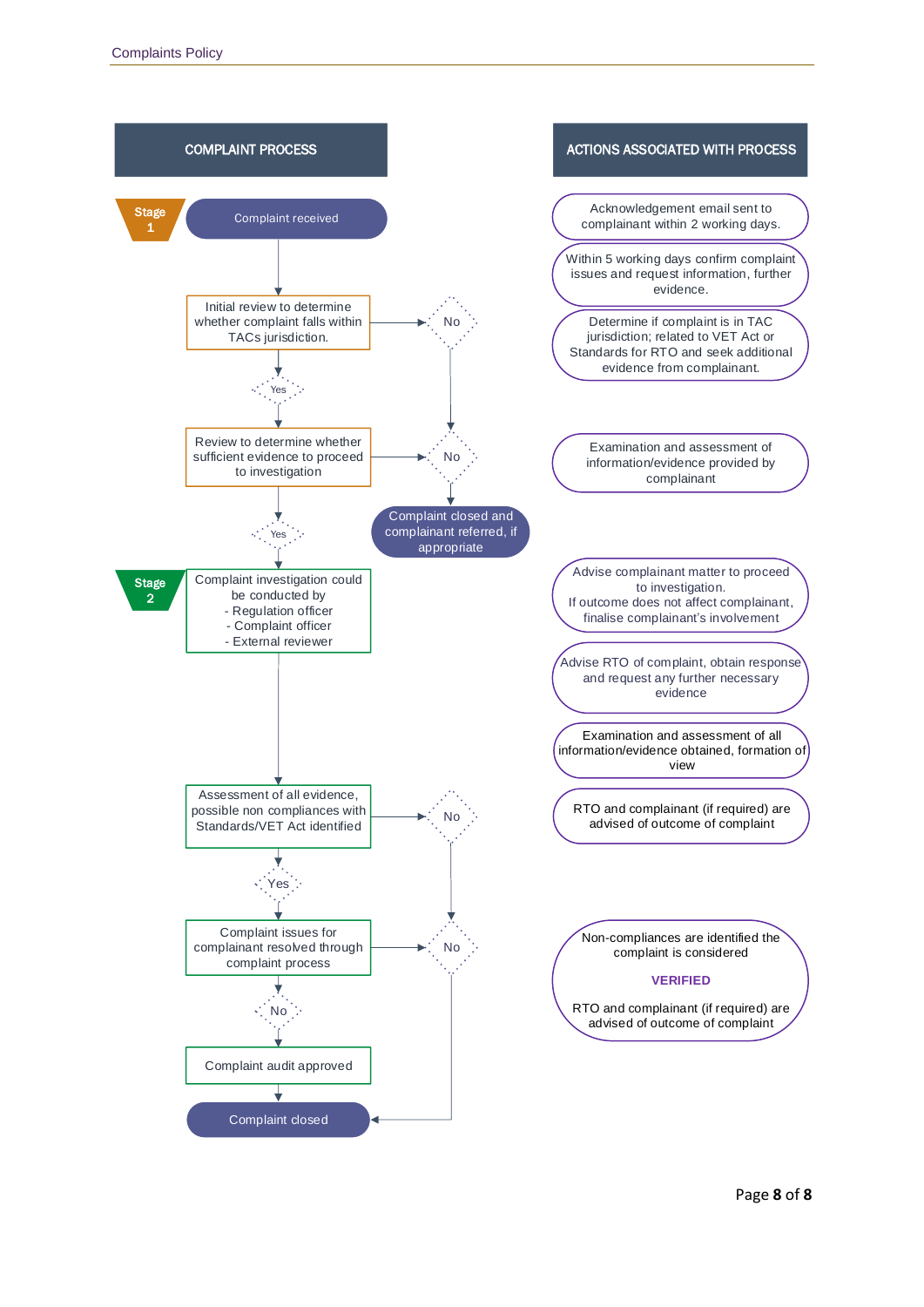COMPLAINT PROCESS

ACTIONS ASSOCIATED WITH PROCESS

Stage 1

Complaint received

Acknowledgement email sent to complainant within 2 working days.

Within 5 working days confirm complaint issues and request information, further evidence.

Initial review to determine whether complaint falls within TACs jurisdiction.

No

Determine if complaint is in TAC jurisdiction; related to VET Act or Standards for RTO and seek additional evidence from complainant.

Yes

Review to determine whether sufficient evidence to proceed to investigation

No

Examination and assessment of information/evidence provided by complainant

Complaint closed and complainant referred, if appropriate

Yes

Stage 2

Complaint investigation could be conducted by
- Regulation officer
- Complaint officer
- External reviewer

Advise complainant matter to proceed to investigation.
If outcome does not affect complainant, finalise complainant's involvement

Advise RTO of complaint, obtain response and request any further necessary evidence

Examination and assessment of all information/evidence obtained, formation of view

Assessment of all evidence, possible non compliances with Standards/VET Act identified

No

RTO and complainant (if required) are advised of outcome of complaint

Yes

Complaint issues for complainant resolved through complaint process

No

Non-compliances are identified the complaint is considered

**VERIFIED**

RTO and complainant (if required) are advised of outcome of complaint

No

Complaint audit approved

Complaint closed